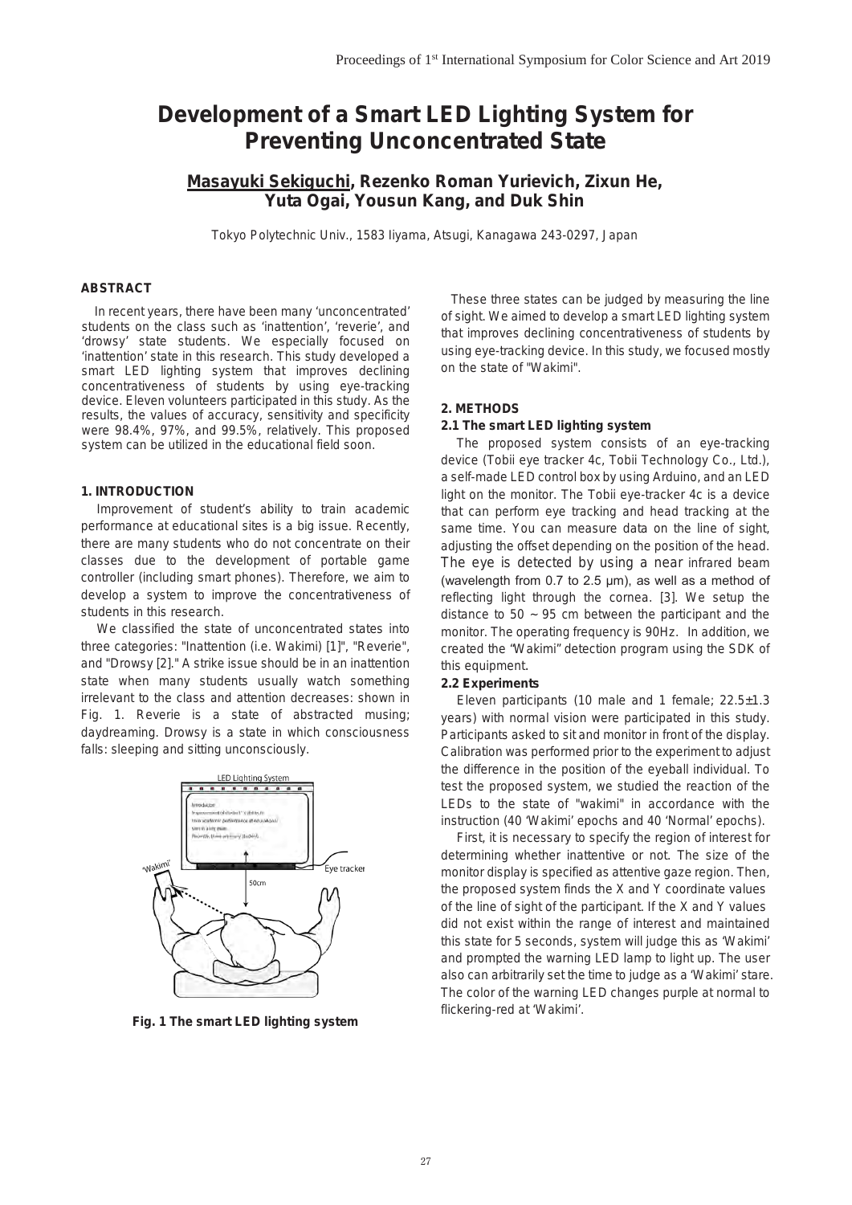# Development of a Smart LED Lighting System for Preventing Unconcentrated State

**Masayuki Sekiguchi, Rezenko Roman Yurievich, Zixun He, Yuta Ogai, Yousun Kang, and Duk Shin**

Tokyo Polytechnic Univ., 1583 Iiyama, Atsugi, Kanagawa 243-0297, Japan

### ABSTRACT

In recent years, there have been many 'unconcentrated' students on the class such as 'inattention', 'reverie', and 'drowsy' state students. We especially focused on 'inattention' state in this research. This study developed a smart LED lighting system that improves declining concentrativeness of students by using eye-tracking device. Eleven volunteers participated in this study. As the results, the values of accuracy, sensitivity and specificity were 98.4%, 97%, and 99.5%, relatively. This proposed system can be utilized in the educational field soon.

### 1. INTRODUCTION

Improvement of student's ability to train academic performance at educational sites is a big issue. Recently, there are many students who do not concentrate on their classes due to the development of portable game controller (including smart phones). Therefore, we aim to develop a system to improve the concentrativeness of students in this research.

We classified the state of unconcentrated states into three categories: "Inattention (i.e. Wakimi) [1]", "Reverie", and "Drowsy [2]." A strike issue should be in an inattention state when many students usually watch something irrelevant to the class and attention decreases: shown in Fig. 1. Reverie is a state of abstracted musing; daydreaming. Drowsy is a state in which consciousness falls: sleeping and sitting unconsciously.

**Fig. 1 The smart LED lighting system**

These three states can be judged by measuring the line of sight. We aimed to develop a smart LED lighting system that improves declining concentrativeness of students by using eye-tracking device. In this study, we focused mostly on the state of "Wakimi".

### 2. METHODS

#### 2.1 The smart LED lighting system

The proposed system consists of an eye-tracking device (Tobii eye tracker 4c, Tobii Technology Co., Ltd.), a self-made LED control box by using Arduino, and an LED light on the monitor. The Tobii eye-tracker 4c is a device that can perform eye tracking and head tracking at the same time. You can measure data on the line of sight, adjusting the offset depending on the position of the head. The eye is detected by using a near infrared beam (wavelength from 0.7 to 2.5 μm), as well as a method of reflecting light through the cornea. [3]. We setup the distance to 50 ~ 95 cm between the participant and the monitor. The operating frequency is 90Hz. In addition, we created the "Wakimi" detection program using the SDK of this equipment.

#### 2.2 Experiments

Eleven participants (10 male and 1 female; 22.5±1.3 years) with normal vision were participated in this study. Participants asked to sit and monitor in front of the display. Calibration was performed prior to the experiment to adjust the difference in the position of the eyeball individual. To test the proposed system, we studied the reaction of the LEDs to the state of "wakimi" in accordance with the instruction (40 'Wakimi' epochs and 40 'Normal' epochs).

First, it is necessary to specify the region of interest for determining whether inattentive or not. The size of the monitor display is specified as attentive gaze region. Then, the proposed system finds the X and Y coordinate values of the line of sight of the participant. If the X and Y values did not exist within the range of interest and maintained this state for 5 seconds, system will judge this as 'Wakimi' and prompted the warning LED lamp to light up. The user also can arbitrarily set the time to judge as a 'Wakimi' stare. The color of the warning LED changes purple at normal to flickering-red at 'Wakimi'.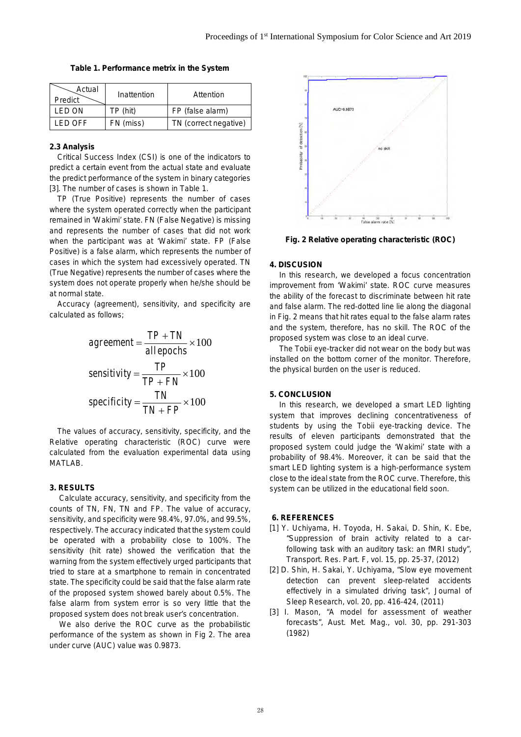**Table 1. Performance metrix in the System**

| Actual / Predict | Inattention | Attention |
|---|---|---|
| LED ON | TP (hit) | FP (false alarm) |
| LED OFF | FN (miss) | TN (correct negative) |

**2.3 Analysis**

Critical Success Index (CSI) is one of the indicators to predict a certain event from the actual state and evaluate the predict performance of the system in binary categories [3]. The number of cases is shown in Table 1.

TP (True Positive) represents the number of cases where the system operated correctly when the participant remained in 'Wakimi' state. FN (False Negative) is missing and represents the number of cases that did not work when the participant was at 'Wakimi' state. FP (False Positive) is a false alarm, which represents the number of cases in which the system had excessively operated. TN (True Negative) represents the number of cases where the system does not operate properly when he/she should be at normal state.

Accuracy (agreement), sensitivity, and specificity are calculated as follows;

$$agreement = \frac{TP + TN}{all\,epochs} \times 100$$

$$sensitivity = \frac{TP}{TP + FN} \times 100$$

$$specificity = \frac{TN}{TN + FP} \times 100$$

The values of accuracy, sensitivity, specificity, and the Relative operating characteristic (ROC) curve were calculated from the evaluation experimental data using MATLAB.

**3. RESULTS**

Calculate accuracy, sensitivity, and specificity from the counts of TN, FN, TN and FP. The value of accuracy, sensitivity, and specificity were 98.4%, 97.0%, and 99.5%, respectively. The accuracy indicated that the system could be operated with a probability close to 100%. The sensitivity (hit rate) showed the verification that the warning from the system effectively urged participants that tried to stare at a smartphone to remain in concentrated state. The specificity could be said that the false alarm rate of the proposed system showed barely about 0.5%. The false alarm from system error is so very little that the proposed system does not break user's concentration.

We also derive the ROC curve as the probabilistic performance of the system as shown in Fig 2. The area under curve (AUC) value was 0.9873.

AUC=0.9873

no skill

Probability of detection [%]

False alarm rate [%]

**Fig. 2 Relative operating characteristic (ROC)**

**4. DISCUSION**

In this research, we developed a focus concentration improvement from 'Wakimi' state. ROC curve measures the ability of the forecast to discriminate between hit rate and false alarm. The red-dotted line lie along the diagonal in Fig. 2 means that hit rates equal to the false alarm rates and the system, therefore, has no skill. The ROC of the proposed system was close to an ideal curve.

The Tobii eye-tracker did not wear on the body but was installed on the bottom corner of the monitor. Therefore, the physical burden on the user is reduced.

**5. CONCLUSION**

In this research, we developed a smart LED lighting system that improves declining concentrativeness of students by using the Tobii eye-tracking device. The results of eleven participants demonstrated that the proposed system could judge the 'Wakimi' state with a probability of 98.4%. Moreover, it can be said that the smart LED lighting system is a high-performance system close to the ideal state from the ROC curve. Therefore, this system can be utilized in the educational field soon.

**6. REFERENCES**

[1] Y. Uchiyama, H. Toyoda, H. Sakai, D. Shin, K. Ebe, "Suppression of brain activity related to a car-following task with an auditory task: an fMRI study", Transport. Res. Part. F, vol. 15, pp. 25-37, (2012)

[2] D. Shin, H. Sakai, Y. Uchiyama, "Slow eye movement detection can prevent sleep-related accidents effectively in a simulated driving task", Journal of Sleep Research, vol. 20, pp. 416-424, (2011)

[3] I. Mason, "A model for assessment of weather forecasts", Aust. Met. Mag., vol. 30, pp. 291-303 (1982)